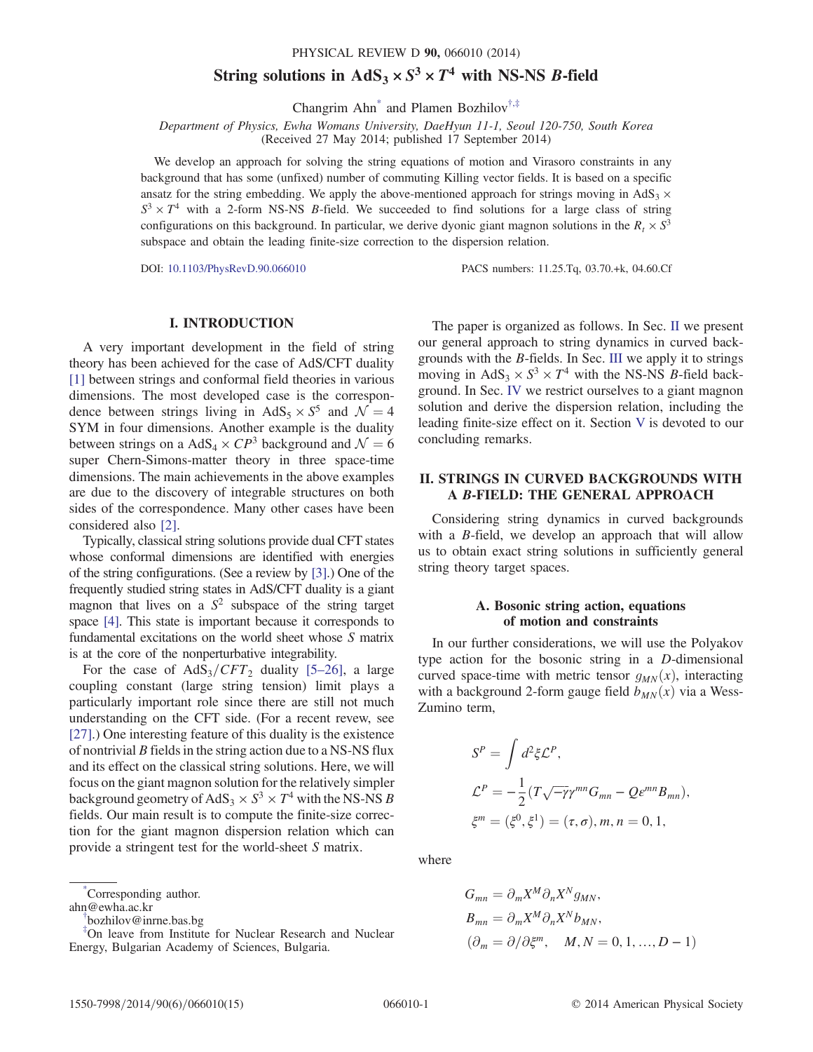# String solutions in $AdS_3 \times S^3 \times T^4$ with NS-NS $B$-field

Changrim Ahn* and Plamen Bozhilov†,‡

*Department of Physics, Ewha Womans University, DaeHyun 11-1, Seoul 120-750, South Korea*
(Received 27 May 2014; published 17 September 2014)

We develop an approach for solving the string equations of motion and Virasoro constraints in any background that has some (unfixed) number of commuting Killing vector fields. It is based on a specific ansatz for the string embedding. We apply the above-mentioned approach for strings moving in $AdS_3 \times S^3 \times T^4$ with a 2-form NS-NS $B$-field. We succeeded to find solutions for a large class of string configurations on this background. In particular, we derive dyonic giant magnon solutions in the $R_t \times S^3$ subspace and obtain the leading finite-size correction to the dispersion relation.

DOI: 10.1103/PhysRevD.90.066010 PACS numbers: 11.25.Tq, 03.70.+k, 04.60.Cf

## I. INTRODUCTION

A very important development in the field of string theory has been achieved for the case of AdS/CFT duality [1] between strings and conformal field theories in various dimensions. The most developed case is the correspondence between strings living in $AdS_5 \times S^5$ and $\mathcal{N} = 4$ SYM in four dimensions. Another example is the duality between strings on a $AdS_4 \times CP^3$ background and $\mathcal{N} = 6$ super Chern-Simons-matter theory in three space-time dimensions. The main achievements in the above examples are due to the discovery of integrable structures on both sides of the correspondence. Many other cases have been considered also [2].

Typically, classical string solutions provide dual CFT states whose conformal dimensions are identified with energies of the string configurations. (See a review by [3].) One of the frequently studied string states in AdS/CFT duality is a giant magnon that lives on a $S^2$ subspace of the string target space [4]. This state is important because it corresponds to fundamental excitations on the world sheet whose $S$ matrix is at the core of the nonperturbative integrability.

For the case of $AdS_3/CFT_2$ duality [5–26], a large coupling constant (large string tension) limit plays a particularly important role since there are still not much understanding on the CFT side. (For a recent revew, see [27].) One interesting feature of this duality is the existence of nontrivial $B$ fields in the string action due to a NS-NS flux and its effect on the classical string solutions. Here, we will focus on the giant magnon solution for the relatively simpler background geometry of $AdS_3 \times S^3 \times T^4$ with the NS-NS $B$ fields. Our main result is to compute the finite-size correction for the giant magnon dispersion relation which can provide a stringent test for the world-sheet $S$ matrix.

The paper is organized as follows. In Sec. II we present our general approach to string dynamics in curved backgrounds with the $B$-fields. In Sec. III we apply it to strings moving in $AdS_3 \times S^3 \times T^4$ with the NS-NS $B$-field background. In Sec. IV we restrict ourselves to a giant magnon solution and derive the dispersion relation, including the leading finite-size effect on it. Section V is devoted to our concluding remarks.

## II. STRINGS IN CURVED BACKGROUNDS WITH A $B$-FIELD: THE GENERAL APPROACH

Considering string dynamics in curved backgrounds with a $B$-field, we develop an approach that will allow us to obtain exact string solutions in sufficiently general string theory target spaces.

### A. Bosonic string action, equations of motion and constraints

In our further considerations, we will use the Polyakov type action for the bosonic string in a $D$-dimensional curved space-time with metric tensor $g_{MN}(x)$, interacting with a background 2-form gauge field $b_{MN}(x)$ via a Wess-Zumino term,

$$S^P = \int d^2\xi \mathcal{L}^P,$$
$$\mathcal{L}^P = -\frac{1}{2}(T\sqrt{-\gamma}\gamma^{mn}G_{mn} - Q\epsilon^{mn}B_{mn}),$$
$$\xi^m = (\xi^0, \xi^1) = (\tau, \sigma), m, n = 0, 1,$$

where

$$G_{mn} = \partial_m X^M \partial_n X^N g_{MN},$$
$$B_{mn} = \partial_m X^M \partial_n X^N b_{MN},$$
$$(\partial_m = \partial/\partial\xi^m, \quad M, N = 0, 1, \ldots, D-1)$$

*Corresponding author.
ahn@ewha.ac.kr
†bozhilov@inrne.bas.bg
‡On leave from Institute for Nuclear Research and Nuclear Energy, Bulgarian Academy of Sciences, Bulgaria.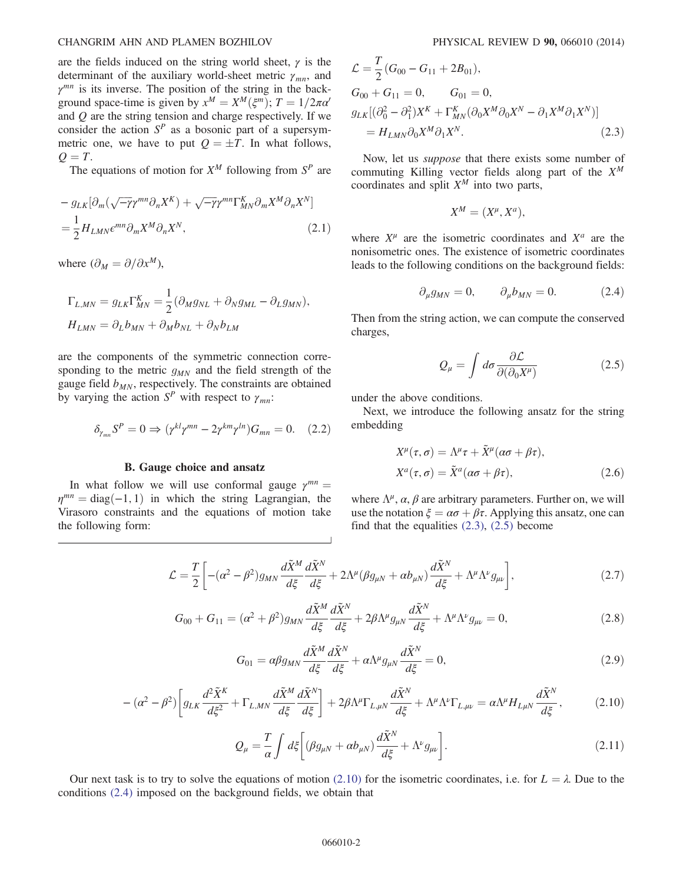are the fields induced on the string world sheet, $\gamma$ is the determinant of the auxiliary world-sheet metric $\gamma_{mn}$, and $\gamma^{mn}$ is its inverse. The position of the string in the background space-time is given by $x^M = X^M(\xi^m)$; $T = 1/2\pi\alpha'$ and $Q$ are the string tension and charge respectively. If we consider the action $S^P$ as a bosonic part of a supersymmetric one, we have to put $Q = \pm T$. In what follows, $Q = T$.

The equations of motion for $X^M$ following from $S^P$ are

$$-g_{LK}[\partial_m(\sqrt{-\gamma}\gamma^{mn}\partial_n X^K) + \sqrt{-\gamma}\gamma^{mn}\Gamma^K_{MN}\partial_m X^M \partial_n X^N] = \frac{1}{2}H_{LMN}\epsilon^{mn}\partial_m X^M \partial_n X^N, \tag{2.1}$$

where ($\partial_M = \partial/\partial x^M$),

$$\Gamma_{L,MN} = g_{LK}\Gamma^K_{MN} = \frac{1}{2}(\partial_M g_{NL} + \partial_N g_{ML} - \partial_L g_{MN}),$$
$$H_{LMN} = \partial_L b_{MN} + \partial_M b_{NL} + \partial_N b_{LM}$$

are the components of the symmetric connection corresponding to the metric $g_{MN}$ and the field strength of the gauge field $b_{MN}$, respectively. The constraints are obtained by varying the action $S^P$ with respect to $\gamma_{mn}$:

$$\delta_{\gamma_{mn}} S^P = 0 \Rightarrow (\gamma^{kl}\gamma^{mn} - 2\gamma^{km}\gamma^{ln})G_{mn} = 0. \tag{2.2}$$

### B. Gauge choice and ansatz

In what follow we will use conformal gauge $\gamma^{mn} = \eta^{mn} = \mathrm{diag}(-1, 1)$ in which the string Lagrangian, the Virasoro constraints and the equations of motion take the following form:

$$\mathcal{L} = \frac{T}{2}(G_{00} - G_{11} + 2B_{01}),$$
$$G_{00} + G_{11} = 0, \qquad G_{01} = 0,$$
$$g_{LK}[(\partial_0^2 - \partial_1^2)X^K + \Gamma^K_{MN}(\partial_0 X^M \partial_0 X^N - \partial_1 X^M \partial_1 X^N)] = H_{LMN}\partial_0 X^M \partial_1 X^N. \tag{2.3}$$

Now, let us *suppose* that there exists some number of commuting Killing vector fields along part of the $X^M$ coordinates and split $X^M$ into two parts,

$$X^M = (X^\mu, X^a),$$

where $X^\mu$ are the isometric coordinates and $X^a$ are the nonisometric ones. The existence of isometric coordinates leads to the following conditions on the background fields:

$$\partial_\mu g_{MN} = 0, \qquad \partial_\mu b_{MN} = 0. \tag{2.4}$$

Then from the string action, we can compute the conserved charges,

$$Q_\mu = \int d\sigma \frac{\partial \mathcal{L}}{\partial(\partial_0 X^\mu)} \tag{2.5}$$

under the above conditions.

Next, we introduce the following ansatz for the string embedding

$$X^\mu(\tau, \sigma) = \Lambda^\mu \tau + \tilde{X}^\mu(\alpha\sigma + \beta\tau),$$
$$X^a(\tau, \sigma) = \tilde{X}^a(\alpha\sigma + \beta\tau), \tag{2.6}$$

where $\Lambda^\mu$, $\alpha$, $\beta$ are arbitrary parameters. Further on, we will use the notation $\xi = \alpha\sigma + \beta\tau$. Applying this ansatz, one can find that the equalities (2.3), (2.5) become

$$\mathcal{L} = \frac{T}{2}\left[-(\alpha^2 - \beta^2)g_{MN}\frac{d\tilde{X}^M}{d\xi}\frac{d\tilde{X}^N}{d\xi} + 2\Lambda^\mu(\beta g_{\mu N} + \alpha b_{\mu N})\frac{d\tilde{X}^N}{d\xi} + \Lambda^\mu\Lambda^\nu g_{\mu\nu}\right], \tag{2.7}$$

$$G_{00} + G_{11} = (\alpha^2 + \beta^2)g_{MN}\frac{d\tilde{X}^M}{d\xi}\frac{d\tilde{X}^N}{d\xi} + 2\beta\Lambda^\mu g_{\mu N}\frac{d\tilde{X}^N}{d\xi} + \Lambda^\mu\Lambda^\nu g_{\mu\nu} = 0, \tag{2.8}$$

$$G_{01} = \alpha\beta g_{MN}\frac{d\tilde{X}^M}{d\xi}\frac{d\tilde{X}^N}{d\xi} + \alpha\Lambda^\mu g_{\mu N}\frac{d\tilde{X}^N}{d\xi} = 0, \tag{2.9}$$

$$-(\alpha^2 - \beta^2)\left[g_{LK}\frac{d^2\tilde{X}^K}{d\xi^2} + \Gamma_{L,MN}\frac{d\tilde{X}^M}{d\xi}\frac{d\tilde{X}^N}{d\xi}\right] + 2\beta\Lambda^\mu\Gamma_{L,\mu N}\frac{d\tilde{X}^N}{d\xi} + \Lambda^\mu\Lambda^\nu\Gamma_{L,\mu\nu} = \alpha\Lambda^\mu H_{L\mu N}\frac{d\tilde{X}^N}{d\xi}, \tag{2.10}$$

$$Q_\mu = \frac{T}{\alpha}\int d\xi\left[(\beta g_{\mu N} + \alpha b_{\mu N})\frac{d\tilde{X}^N}{d\xi} + \Lambda^\nu g_{\mu\nu}\right]. \tag{2.11}$$

Our next task is to try to solve the equations of motion (2.10) for the isometric coordinates, i.e. for $L = \lambda$. Due to the conditions (2.4) imposed on the background fields, we obtain that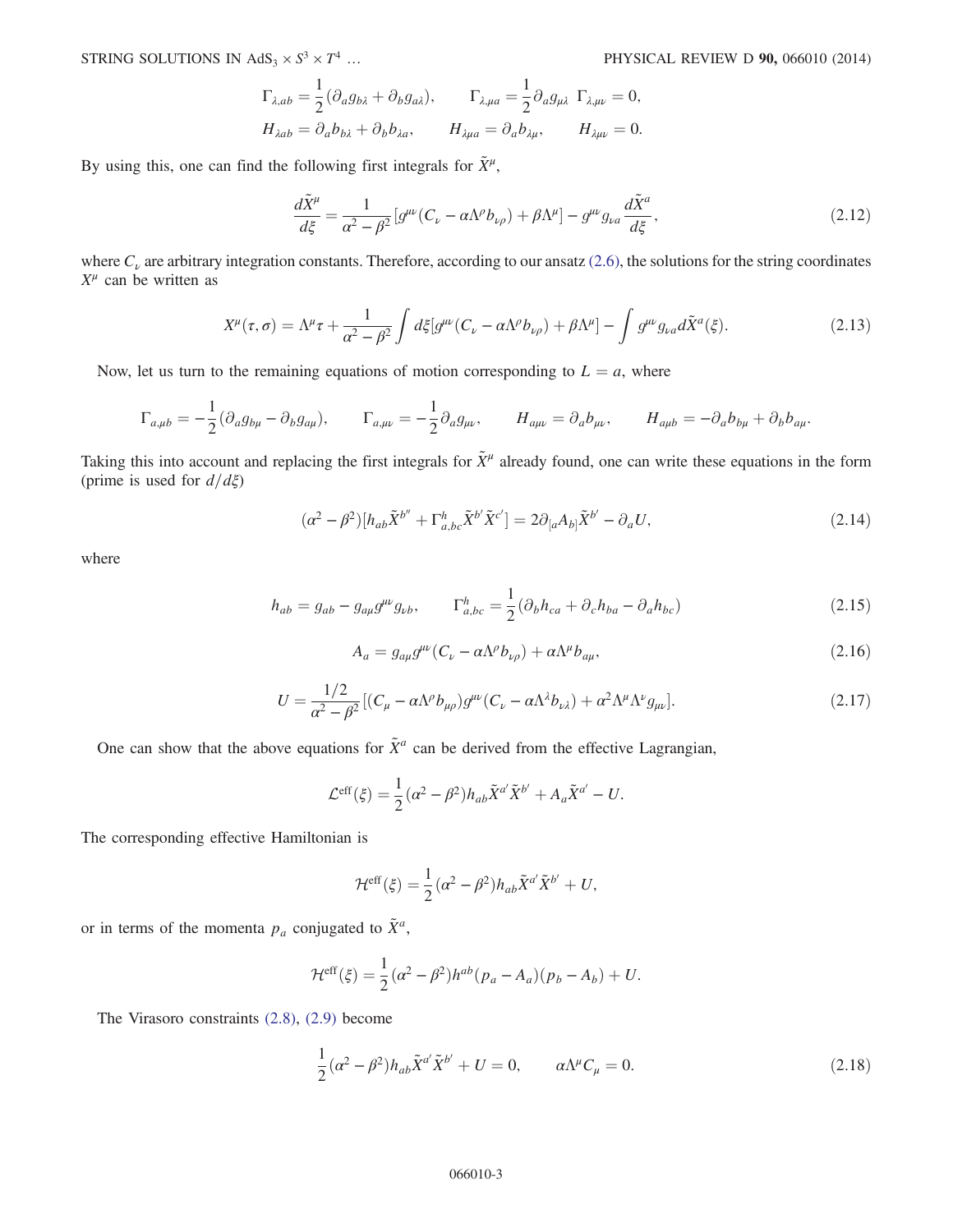$$\Gamma_{\lambda,ab} = \frac{1}{2}(\partial_a g_{b\lambda} + \partial_b g_{a\lambda}), \qquad \Gamma_{\lambda,\mu a} = \frac{1}{2}\partial_a g_{\mu\lambda} \;\; \Gamma_{\lambda,\mu\nu} = 0,$$

$$H_{\lambda ab} = \partial_a b_{b\lambda} + \partial_b b_{\lambda a}, \qquad H_{\lambda\mu a} = \partial_a b_{\lambda\mu}, \qquad H_{\lambda\mu\nu} = 0.$$

By using this, one can find the following first integrals for $\tilde{X}^\mu$,

$$\frac{d\tilde{X}^\mu}{d\xi} = \frac{1}{\alpha^2 - \beta^2}[g^{\mu\nu}(C_\nu - \alpha\Lambda^\rho b_{\nu\rho}) + \beta\Lambda^\mu] - g^{\mu\nu}g_{\nu a}\frac{d\tilde{X}^a}{d\xi}, \tag{2.12}$$

where $C_\nu$ are arbitrary integration constants. Therefore, according to our ansatz (2.6), the solutions for the string coordinates $X^\mu$ can be written as

$$X^\mu(\tau,\sigma) = \Lambda^\mu\tau + \frac{1}{\alpha^2 - \beta^2}\int d\xi[g^{\mu\nu}(C_\nu - \alpha\Lambda^\rho b_{\nu\rho}) + \beta\Lambda^\mu] - \int g^{\mu\nu}g_{\nu a}d\tilde{X}^a(\xi). \tag{2.13}$$

Now, let us turn to the remaining equations of motion corresponding to $L = a$, where

$$\Gamma_{a,\mu b} = -\frac{1}{2}(\partial_a g_{b\mu} - \partial_b g_{a\mu}), \qquad \Gamma_{a,\mu\nu} = -\frac{1}{2}\partial_a g_{\mu\nu}, \qquad H_{a\mu\nu} = \partial_a b_{\mu\nu}, \qquad H_{a\mu b} = -\partial_a b_{b\mu} + \partial_b b_{a\mu}.$$

Taking this into account and replacing the first integrals for $\tilde{X}^\mu$ already found, one can write these equations in the form (prime is used for $d/d\xi$)

$$(\alpha^2 - \beta^2)[h_{ab}\tilde{X}^{b''} + \Gamma^h_{a,bc}\tilde{X}^{b'}\tilde{X}^{c'}] = 2\partial_{[a}A_{b]}\tilde{X}^{b'} - \partial_a U, \tag{2.14}$$

where

$$h_{ab} = g_{ab} - g_{a\mu}g^{\mu\nu}g_{\nu b}, \qquad \Gamma^h_{a,bc} = \frac{1}{2}(\partial_b h_{ca} + \partial_c h_{ba} - \partial_a h_{bc}) \tag{2.15}$$

$$A_a = g_{a\mu}g^{\mu\nu}(C_\nu - \alpha\Lambda^\rho b_{\nu\rho}) + \alpha\Lambda^\mu b_{a\mu}, \tag{2.16}$$

$$U = \frac{1/2}{\alpha^2 - \beta^2}[(C_\mu - \alpha\Lambda^\rho b_{\mu\rho})g^{\mu\nu}(C_\nu - \alpha\Lambda^\lambda b_{\nu\lambda}) + \alpha^2\Lambda^\mu\Lambda^\nu g_{\mu\nu}]. \tag{2.17}$$

One can show that the above equations for $\tilde{X}^a$ can be derived from the effective Lagrangian,

$$\mathcal{L}^{\rm eff}(\xi) = \frac{1}{2}(\alpha^2 - \beta^2)h_{ab}\tilde{X}^{a'}\tilde{X}^{b'} + A_a\tilde{X}^{a'} - U.$$

The corresponding effective Hamiltonian is

$$\mathcal{H}^{\rm eff}(\xi) = \frac{1}{2}(\alpha^2 - \beta^2)h_{ab}\tilde{X}^{a'}\tilde{X}^{b'} + U,$$

or in terms of the momenta $p_a$ conjugated to $\tilde{X}^a$,

$$\mathcal{H}^{\rm eff}(\xi) = \frac{1}{2}(\alpha^2 - \beta^2)h^{ab}(p_a - A_a)(p_b - A_b) + U.$$

The Virasoro constraints (2.8), (2.9) become

$$\frac{1}{2}(\alpha^2 - \beta^2)h_{ab}\tilde{X}^{a'}\tilde{X}^{b'} + U = 0, \qquad \alpha\Lambda^\mu C_\mu = 0. \tag{2.18}$$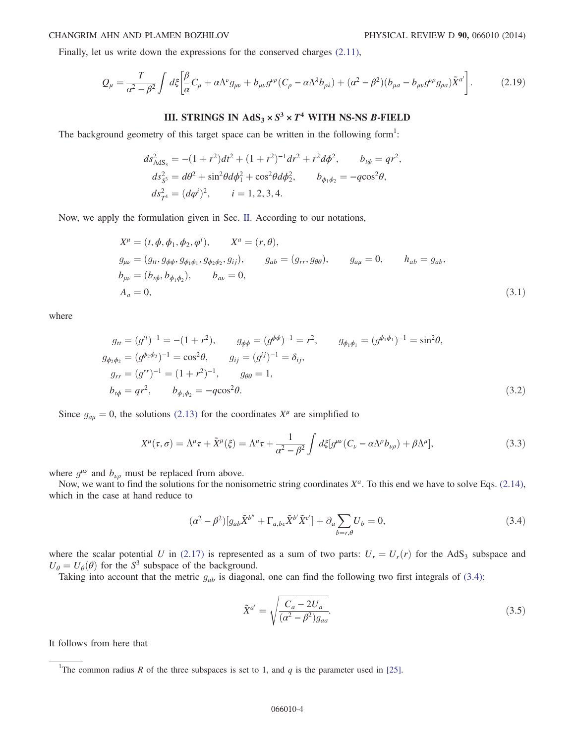Finally, let us write down the expressions for the conserved charges (2.11),

$$Q_\mu = \frac{T}{\alpha^2 - \beta^2} \int d\xi \left[ \frac{\beta}{\alpha} C_\mu + \alpha \Lambda^\nu g_{\mu\nu} + b_{\mu\nu} g^{\nu\rho} (C_\rho - \alpha \Lambda^\lambda b_{\rho\lambda}) + (\alpha^2 - \beta^2)(b_{\mu a} - b_{\mu\nu} g^{\nu\rho} g_{\rho a}) \tilde{X}^{a'} \right]. \tag{2.19}$$

## III. STRINGS IN $AdS_3 \times S^3 \times T^4$ WITH NS-NS B-FIELD

The background geometry of this target space can be written in the following form[1]:

$$\begin{aligned}
ds^2_{AdS_3} &= -(1+r^2)dt^2 + (1+r^2)^{-1}dr^2 + r^2 d\phi^2, \qquad b_{t\phi} = qr^2, \\
ds^2_{S^3} &= d\theta^2 + \sin^2\theta d\phi_1^2 + \cos^2\theta d\phi_2^2, \qquad b_{\phi_1\phi_2} = -q\cos^2\theta, \\
ds^2_{T^4} &= (d\varphi^i)^2, \qquad i = 1,2,3,4.
\end{aligned}$$

Now, we apply the formulation given in Sec. II. According to our notations,

$$\begin{aligned}
& X^\mu = (t, \phi, \phi_1, \phi_2, \varphi^i), \qquad X^a = (r, \theta), \\
& g_{\mu\nu} = (g_{tt}, g_{\phi\phi}, g_{\phi_1\phi_1}, g_{\phi_2\phi_2}, g_{ij}), \qquad g_{ab} = (g_{rr}, g_{\theta\theta}), \qquad g_{a\mu} = 0, \qquad h_{ab} = g_{ab}, \\
& b_{\mu\nu} = (b_{t\phi}, b_{\phi_1\phi_2}), \qquad b_{a\nu} = 0, \\
& A_a = 0,
\end{aligned} \tag{3.1}$$

where

$$\begin{aligned}
& g_{tt} = (g^{tt})^{-1} = -(1+r^2), \qquad g_{\phi\phi} = (g^{\phi\phi})^{-1} = r^2, \qquad g_{\phi_1\phi_1} = (g^{\phi_1\phi_1})^{-1} = \sin^2\theta, \\
& g_{\phi_2\phi_2} = (g^{\phi_2\phi_2})^{-1} = \cos^2\theta, \qquad g_{ij} = (g^{ij})^{-1} = \delta_{ij}, \\
& g_{rr} = (g^{rr})^{-1} = (1+r^2)^{-1}, \qquad g_{\theta\theta} = 1, \\
& b_{t\phi} = qr^2, \qquad b_{\phi_1\phi_2} = -q\cos^2\theta.
\end{aligned} \tag{3.2}$$

Since $g_{a\mu} = 0$, the solutions (2.13) for the coordinates $X^\mu$ are simplified to

$$X^\mu(\tau, \sigma) = \Lambda^\mu \tau + \tilde{X}^\mu(\xi) = \Lambda^\mu \tau + \frac{1}{\alpha^2 - \beta^2} \int d\xi [g^{\mu\nu}(C_\nu - \alpha \Lambda^\rho b_{\nu\rho}) + \beta \Lambda^\mu], \tag{3.3}$$

where $g^{\mu\nu}$ and $b_{\nu\rho}$ must be replaced from above.

Now, we want to find the solutions for the nonisometric string coordinates $X^a$. To this end we have to solve Eqs. (2.14), which in the case at hand reduce to

$$(\alpha^2 - \beta^2)[g_{ab}\tilde{X}^{b''} + \Gamma_{a,bc}\tilde{X}^{b'}\tilde{X}^{c'}] + \partial_a \sum_{b=r,\theta} U_b = 0, \tag{3.4}$$

where the scalar potential $U$ in (2.17) is represented as a sum of two parts: $U_r = U_r(r)$ for the $AdS_3$ subspace and $U_\theta = U_\theta(\theta)$ for the $S^3$ subspace of the background.

Taking into account that the metric $g_{ab}$ is diagonal, one can find the following two first integrals of (3.4):

$$\tilde{X}^{a'} = \sqrt{\frac{C_a - 2U_a}{(\alpha^2 - \beta^2) g_{aa}}}. \tag{3.5}$$

It follows from here that

---

[1] The common radius $R$ of the three subspaces is set to 1, and $q$ is the parameter used in [25].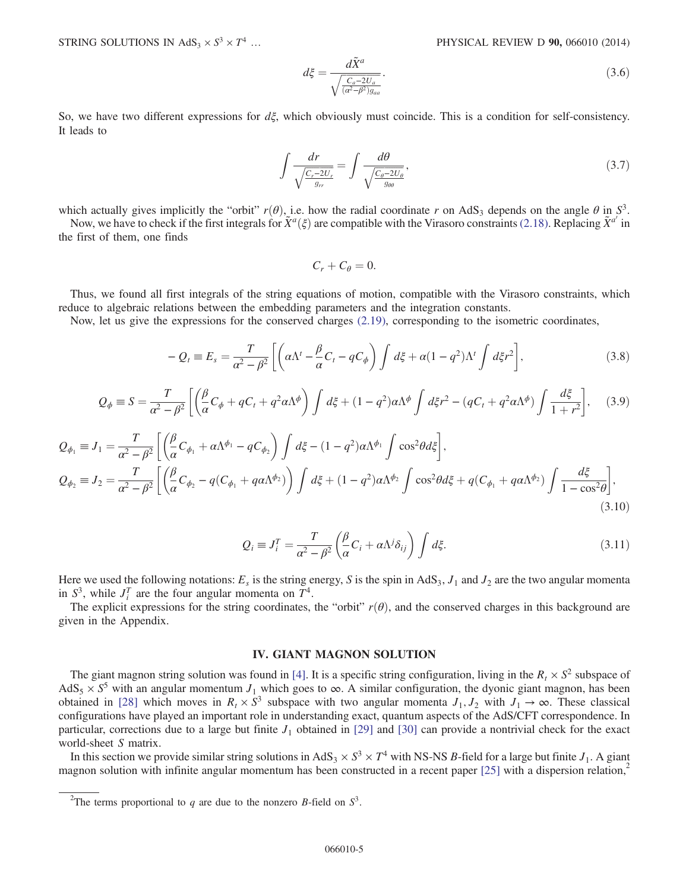$$d\xi = \frac{d\tilde{X}^a}{\sqrt{\frac{C_a - 2U_a}{(\alpha^2 - \beta^2) g_{aa}}}}. \tag{3.6}$$

So, we have two different expressions for $d\xi$, which obviously must coincide. This is a condition for self-consistency. It leads to

$$\int \frac{dr}{\sqrt{\frac{C_r - 2U_r}{g_{rr}}}} = \int \frac{d\theta}{\sqrt{\frac{C_\theta - 2U_\theta}{g_{\theta\theta}}}}, \tag{3.7}$$

which actually gives implicitly the "orbit" $r(\theta)$, i.e. how the radial coordinate $r$ on $AdS_3$ depends on the angle $\theta$ in $S^3$.

Now, we have to check if the first integrals for $\tilde{X}^a(\xi)$ are compatible with the Virasoro constraints (2.18). Replacing $\tilde{X}^{a'}$ in the first of them, one finds

$$C_r + C_\theta = 0.$$

Thus, we found all first integrals of the string equations of motion, compatible with the Virasoro constraints, which reduce to algebraic relations between the embedding parameters and the integration constants.

Now, let us give the expressions for the conserved charges (2.19), corresponding to the isometric coordinates,

$$-Q_t \equiv E_s = \frac{T}{\alpha^2 - \beta^2}\left[\left(\alpha\Lambda^t - \frac{\beta}{\alpha}C_t - qC_\phi\right)\int d\xi + \alpha(1-q^2)\Lambda^t \int d\xi r^2\right], \tag{3.8}$$

$$Q_\phi \equiv S = \frac{T}{\alpha^2 - \beta^2}\left[\left(\frac{\beta}{\alpha}C_\phi + qC_t + q^2\alpha\Lambda^\phi\right)\int d\xi + (1-q^2)\alpha\Lambda^\phi \int d\xi r^2 - (qC_t + q^2\alpha\Lambda^\phi)\int \frac{d\xi}{1+r^2}\right], \tag{3.9}$$

$$Q_{\phi_1} \equiv J_1 = \frac{T}{\alpha^2 - \beta^2}\left[\left(\frac{\beta}{\alpha}C_{\phi_1} + \alpha\Lambda^{\phi_1} - qC_{\phi_2}\right)\int d\xi - (1-q^2)\alpha\Lambda^{\phi_1}\int \cos^2\theta d\xi\right],$$
$$Q_{\phi_2} \equiv J_2 = \frac{T}{\alpha^2 - \beta^2}\left[\left(\frac{\beta}{\alpha}C_{\phi_2} - q(C_{\phi_1} + q\alpha\Lambda^{\phi_2})\right)\int d\xi + (1-q^2)\alpha\Lambda^{\phi_2}\int \cos^2\theta d\xi + q(C_{\phi_1} + q\alpha\Lambda^{\phi_2})\int \frac{d\xi}{1-\cos^2\theta}\right], \tag{3.10}$$

$$Q_i \equiv J_i^T = \frac{T}{\alpha^2 - \beta^2}\left(\frac{\beta}{\alpha}C_i + \alpha\Lambda^j\delta_{ij}\right)\int d\xi. \tag{3.11}$$

Here we used the following notations: $E_s$ is the string energy, $S$ is the spin in $AdS_3$, $J_1$ and $J_2$ are the two angular momenta in $S^3$, while $J_i^T$ are the four angular momenta on $T^4$.

The explicit expressions for the string coordinates, the "orbit" $r(\theta)$, and the conserved charges in this background are given in the Appendix.

## IV. GIANT MAGNON SOLUTION

The giant magnon string solution was found in [4]. It is a specific string configuration, living in the $R_t \times S^2$ subspace of $AdS_5 \times S^5$ with an angular momentum $J_1$ which goes to $\infty$. A similar configuration, the dyonic giant magnon, has been obtained in [28] which moves in $R_t \times S^3$ subspace with two angular momenta $J_1, J_2$ with $J_1 \to \infty$. These classical configurations have played an important role in understanding exact, quantum aspects of the AdS/CFT correspondence. In particular, corrections due to a large but finite $J_1$ obtained in [29] and [30] can provide a nontrivial check for the exact world-sheet $S$ matrix.

In this section we provide similar string solutions in $AdS_3 \times S^3 \times T^4$ with NS-NS $B$-field for a large but finite $J_1$. A giant magnon solution with infinite angular momentum has been constructed in a recent paper [25] with a dispersion relation,[2]

[2] The terms proportional to $q$ are due to the nonzero $B$-field on $S^3$.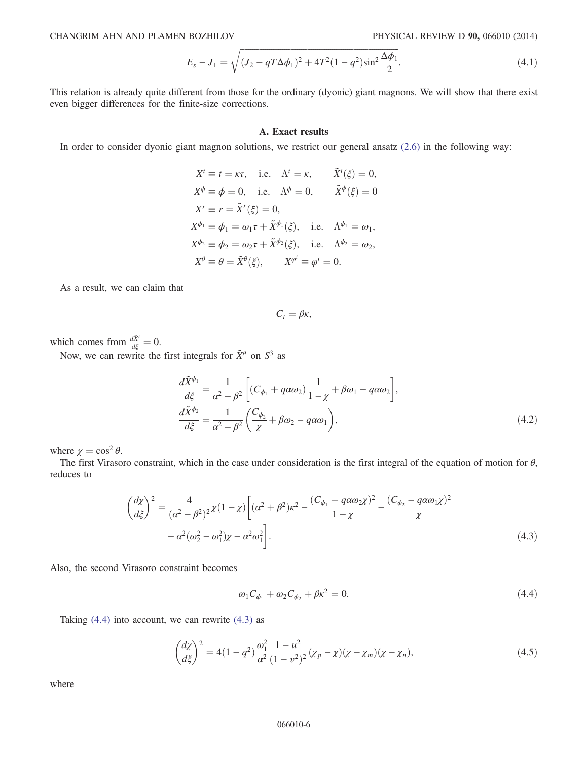$$E_s - J_1 = \sqrt{(J_2 - qT\Delta\phi_1)^2 + 4T^2(1-q^2)\sin^2\frac{\Delta\phi_1}{2}}. \tag{4.1}$$

This relation is already quite different from those for the ordinary (dyonic) giant magnons. We will show that there exist even bigger differences for the finite-size corrections.

### A. Exact results

In order to consider dyonic giant magnon solutions, we restrict our general ansatz (2.6) in the following way:

$$\begin{aligned}
&X^t \equiv t = \kappa\tau, \quad \text{i.e.} \quad \Lambda^t = \kappa, \qquad \tilde{X}^t(\xi) = 0,\\
&X^\phi \equiv \phi = 0, \quad \text{i.e.} \quad \Lambda^\phi = 0, \qquad \tilde{X}^\phi(\xi) = 0\\
&X^r \equiv r = \tilde{X}^r(\xi) = 0,\\
&X^{\phi_1} \equiv \phi_1 = \omega_1\tau + \tilde{X}^{\phi_1}(\xi), \quad \text{i.e.} \quad \Lambda^{\phi_1} = \omega_1,\\
&X^{\phi_2} \equiv \phi_2 = \omega_2\tau + \tilde{X}^{\phi_2}(\xi), \quad \text{i.e.} \quad \Lambda^{\phi_2} = \omega_2,\\
&X^\theta \equiv \theta = \tilde{X}^\theta(\xi), \qquad X^{\varphi^i} \equiv \varphi^i = 0.
\end{aligned}$$

As a result, we can claim that

$$C_t = \beta\kappa,$$

which comes from $\frac{d\tilde{X}^t}{d\xi} = 0$.

Now, we can rewrite the first integrals for $\tilde{X}^\mu$ on $S^3$ as

$$\begin{aligned}
\frac{d\tilde{X}^{\phi_1}}{d\xi} &= \frac{1}{\alpha^2 - \beta^2}\left[(C_{\phi_1} + q\alpha\omega_2)\frac{1}{1-\chi} + \beta\omega_1 - q\alpha\omega_2\right],\\
\frac{d\tilde{X}^{\phi_2}}{d\xi} &= \frac{1}{\alpha^2 - \beta^2}\left(\frac{C_{\phi_2}}{\chi} + \beta\omega_2 - q\alpha\omega_1\right),
\end{aligned} \tag{4.2}$$

where $\chi = \cos^2\theta$.

The first Virasoro constraint, which in the case under consideration is the first integral of the equation of motion for $\theta$, reduces to

$$\begin{aligned}
\left(\frac{d\chi}{d\xi}\right)^2 = \frac{4}{(\alpha^2 - \beta^2)^2}\chi(1-\chi)\bigg[&(\alpha^2 + \beta^2)\kappa^2 - \frac{(C_{\phi_1} + q\alpha\omega_2\chi)^2}{1-\chi} - \frac{(C_{\phi_2} - q\alpha\omega_1\chi)^2}{\chi}\\
&- \alpha^2(\omega_2^2 - \omega_1^2)\chi - \alpha^2\omega_1^2\bigg].
\end{aligned} \tag{4.3}$$

Also, the second Virasoro constraint becomes

$$\omega_1 C_{\phi_1} + \omega_2 C_{\phi_2} + \beta\kappa^2 = 0. \tag{4.4}$$

Taking (4.4) into account, we can rewrite (4.3) as

$$\left(\frac{d\chi}{d\xi}\right)^2 = 4(1-q^2)\frac{\omega_1^2}{\alpha^2}\frac{1-u^2}{(1-v^2)^2}(\chi_p - \chi)(\chi - \chi_m)(\chi - \chi_n), \tag{4.5}$$

where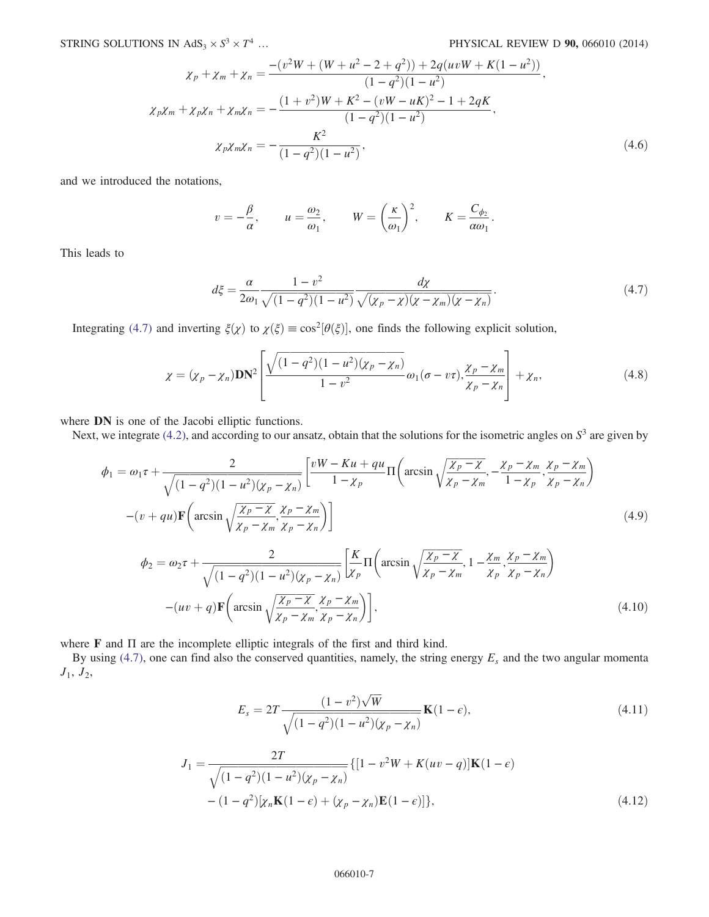$$
\chi_p + \chi_m + \chi_n = \frac{-(v^2 W + (W + u^2 - 2 + q^2)) + 2q(uvW + K(1-u^2))}{(1-q^2)(1-u^2)},
$$

$$
\chi_p\chi_m + \chi_p\chi_n + \chi_m\chi_n = -\frac{(1+v^2)W + K^2 - (vW - uK)^2 - 1 + 2qK}{(1-q^2)(1-u^2)},
$$

$$
\chi_p\chi_m\chi_n = -\frac{K^2}{(1-q^2)(1-u^2)}, \tag{4.6}
$$

and we introduced the notations,

$$
v = -\frac{\beta}{\alpha}, \qquad u = \frac{\omega_2}{\omega_1}, \qquad W = \left(\frac{\kappa}{\omega_1}\right)^2, \qquad K = \frac{C_{\phi_2}}{\alpha\omega_1}.
$$

This leads to

$$
d\xi = \frac{\alpha}{2\omega_1}\frac{1-v^2}{\sqrt{(1-q^2)(1-u^2)}}\frac{d\chi}{\sqrt{(\chi_p - \chi)(\chi - \chi_m)(\chi - \chi_n)}}. \tag{4.7}
$$

Integrating (4.7) and inverting $\xi(\chi)$ to $\chi(\xi) \equiv \cos^2[\theta(\xi)]$, one finds the following explicit solution,

$$
\chi = (\chi_p - \chi_n)\mathbf{DN}^2\left[\frac{\sqrt{(1-q^2)(1-u^2)(\chi_p - \chi_n)}}{1-v^2}\omega_1(\sigma - v\tau), \frac{\chi_p - \chi_m}{\chi_p - \chi_n}\right] + \chi_n, \tag{4.8}
$$

where $\mathbf{DN}$ is one of the Jacobi elliptic functions.

Next, we integrate (4.2), and according to our ansatz, obtain that the solutions for the isometric angles on $S^3$ are given by

$$
\begin{aligned}
\phi_1 = \omega_1\tau + \frac{2}{\sqrt{(1-q^2)(1-u^2)(\chi_p - \chi_n)}}\Bigg[&\frac{vW - Ku + qu}{1-\chi_p}\Pi\left(\arcsin\sqrt{\frac{\chi_p - \chi}{\chi_p - \chi_m}}, -\frac{\chi_p - \chi_m}{1-\chi_p}, \frac{\chi_p - \chi_m}{\chi_p - \chi_n}\right) \\
&-(v + qu)\mathbf{F}\left(\arcsin\sqrt{\frac{\chi_p - \chi}{\chi_p - \chi_m}}, \frac{\chi_p - \chi_m}{\chi_p - \chi_n}\right)\Bigg]
\end{aligned} \tag{4.9}
$$

$$
\begin{aligned}
\phi_2 = \omega_2\tau + \frac{2}{\sqrt{(1-q^2)(1-u^2)(\chi_p - \chi_n)}}\Bigg[&\frac{K}{\chi_p}\Pi\left(\arcsin\sqrt{\frac{\chi_p - \chi}{\chi_p - \chi_m}}, 1 - \frac{\chi_m}{\chi_p}, \frac{\chi_p - \chi_m}{\chi_p - \chi_n}\right) \\
&-(uv + q)\mathbf{F}\left(\arcsin\sqrt{\frac{\chi_p - \chi}{\chi_p - \chi_m}}, \frac{\chi_p - \chi_m}{\chi_p - \chi_n}\right)\Bigg],
\end{aligned} \tag{4.10}
$$

where $\mathbf{F}$ and $\Pi$ are the incomplete elliptic integrals of the first and third kind.

By using (4.7), one can find also the conserved quantities, namely, the string energy $E_s$ and the two angular momenta $J_1$, $J_2$,

$$
E_s = 2T\frac{(1-v^2)\sqrt{W}}{\sqrt{(1-q^2)(1-u^2)(\chi_p - \chi_n)}}\mathbf{K}(1-\epsilon), \tag{4.11}
$$

$$
\begin{aligned}
J_1 = \frac{2T}{\sqrt{(1-q^2)(1-u^2)(\chi_p - \chi_n)}}\{&[1 - v^2 W + K(uv - q)]\mathbf{K}(1-\epsilon) \\
&- (1-q^2)[\chi_n\mathbf{K}(1-\epsilon) + (\chi_p - \chi_n)\mathbf{E}(1-\epsilon)]\},
\end{aligned} \tag{4.12}
$$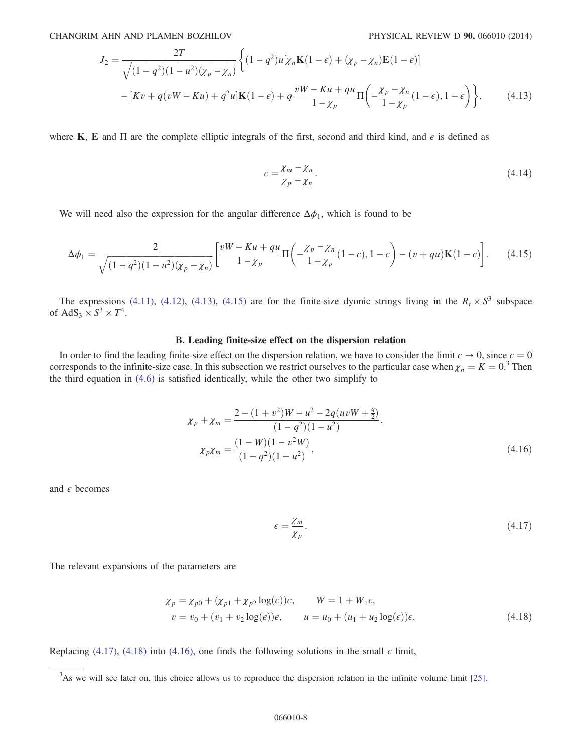$$J_2 = \frac{2T}{\sqrt{(1-q^2)(1-u^2)(\chi_p - \chi_n)}} \Bigg\{ (1-q^2)u[\chi_n \mathbf{K}(1-\epsilon) + (\chi_p - \chi_n)\mathbf{E}(1-\epsilon)]$$
$$- [Kv + q(vW - Ku) + q^2 u]\mathbf{K}(1-\epsilon) + q\frac{vW - Ku + qu}{1-\chi_p}\Pi\left(-\frac{\chi_p - \chi_n}{1-\chi_p}(1-\epsilon), 1-\epsilon\right)\Bigg\}, \tag{4.13}$$

where $\mathbf{K}$, $\mathbf{E}$ and $\Pi$ are the complete elliptic integrals of the first, second and third kind, and $\epsilon$ is defined as

$$\epsilon = \frac{\chi_m - \chi_n}{\chi_p - \chi_n}. \tag{4.14}$$

We will need also the expression for the angular difference $\Delta\phi_1$, which is found to be

$$\Delta\phi_1 = \frac{2}{\sqrt{(1-q^2)(1-u^2)(\chi_p - \chi_n)}}\left[\frac{vW - Ku + qu}{1-\chi_p}\Pi\left(-\frac{\chi_p - \chi_n}{1-\chi_p}(1-\epsilon), 1-\epsilon\right) - (v + qu)\mathbf{K}(1-\epsilon)\right]. \tag{4.15}$$

The expressions (4.11), (4.12), (4.13), (4.15) are for the finite-size dyonic strings living in the $R_t \times S^3$ subspace of $\mathrm{AdS}_3 \times S^3 \times T^4$.

### B. Leading finite-size effect on the dispersion relation

In order to find the leading finite-size effect on the dispersion relation, we have to consider the limit $\epsilon \to 0$, since $\epsilon = 0$ corresponds to the infinite-size case. In this subsection we restrict ourselves to the particular case when $\chi_n = K = 0$.[3] Then the third equation in (4.6) is satisfied identically, while the other two simplify to

$$\chi_p + \chi_m = \frac{2 - (1+v^2)W - u^2 - 2q(uvW + \frac{q}{2})}{(1-q^2)(1-u^2)},$$
$$\chi_p \chi_m = \frac{(1-W)(1-v^2 W)}{(1-q^2)(1-u^2)}, \tag{4.16}$$

and $\epsilon$ becomes

$$\epsilon = \frac{\chi_m}{\chi_p}. \tag{4.17}$$

The relevant expansions of the parameters are

$$\chi_p = \chi_{p0} + (\chi_{p1} + \chi_{p2}\log(\epsilon))\epsilon, \qquad W = 1 + W_1\epsilon,$$
$$v = v_0 + (v_1 + v_2\log(\epsilon))\epsilon, \qquad u = u_0 + (u_1 + u_2\log(\epsilon))\epsilon. \tag{4.18}$$

Replacing (4.17), (4.18) into (4.16), one finds the following solutions in the small $\epsilon$ limit,

[3] As we will see later on, this choice allows us to reproduce the dispersion relation in the infinite volume limit [25].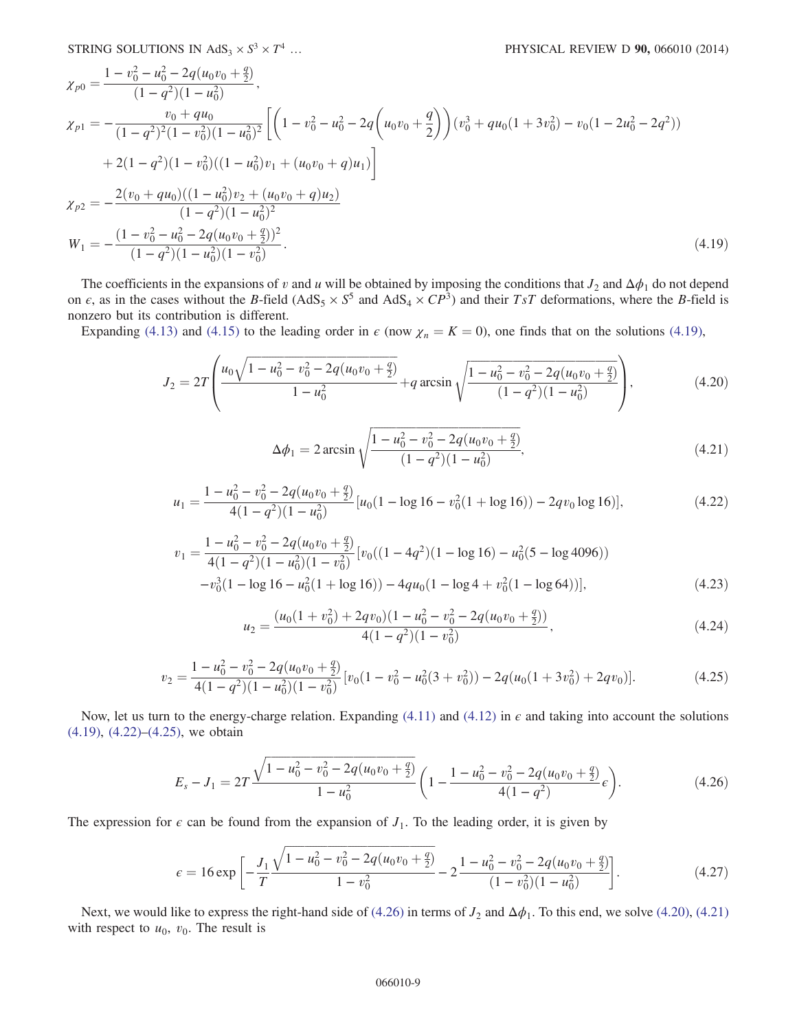$$
\begin{aligned}
\chi_{p0} &= \frac{1 - v_0^2 - u_0^2 - 2q(u_0 v_0 + \frac{q}{2})}{(1-q^2)(1-u_0^2)}, \\
\chi_{p1} &= -\frac{v_0 + q u_0}{(1-q^2)^2(1-v_0^2)(1-u_0^2)^2}\Bigg[\left(1 - v_0^2 - u_0^2 - 2q\left(u_0 v_0 + \frac{q}{2}\right)\right)(v_0^3 + q u_0(1+3v_0^2) - v_0(1 - 2u_0^2 - 2q^2)) \\
&\quad + 2(1-q^2)(1-v_0^2)((1-u_0^2)v_1 + (u_0 v_0 + q)u_1)\Bigg] \\
\chi_{p2} &= -\frac{2(v_0 + q u_0)((1-u_0^2)v_2 + (u_0 v_0 + q)u_2)}{(1-q^2)(1-u_0^2)^2} \\
W_1 &= -\frac{(1 - v_0^2 - u_0^2 - 2q(u_0 v_0 + \frac{q}{2}))^2}{(1-q^2)(1-u_0^2)(1-v_0^2)}.
\end{aligned}
\tag{4.19}
$$

The coefficients in the expansions of $v$ and $u$ will be obtained by imposing the conditions that $J_2$ and $\Delta\phi_1$ do not depend on $\epsilon$, as in the cases without the $B$-field ($AdS_5 \times S^5$ and $AdS_4 \times CP^3$) and their $TsT$ deformations, where the $B$-field is nonzero but its contribution is different.

Expanding (4.13) and (4.15) to the leading order in $\epsilon$ (now $\chi_n = K = 0$), one finds that on the solutions (4.19),

$$
J_2 = 2T\left(\frac{u_0\sqrt{1 - u_0^2 - v_0^2 - 2q(u_0 v_0 + \frac{q}{2})}}{1-u_0^2} + q \arcsin\sqrt{\frac{1 - u_0^2 - v_0^2 - 2q(u_0 v_0 + \frac{q}{2})}{(1-q^2)(1-u_0^2)}}\right),
\tag{4.20}
$$

$$
\Delta\phi_1 = 2\arcsin\sqrt{\frac{1 - u_0^2 - v_0^2 - 2q(u_0 v_0 + \frac{q}{2})}{(1-q^2)(1-u_0^2)}},
\tag{4.21}
$$

$$
u_1 = \frac{1 - u_0^2 - v_0^2 - 2q(u_0 v_0 + \frac{q}{2})}{4(1-q^2)(1-u_0^2)}[u_0(1 - \log 16 - v_0^2(1 + \log 16)) - 2q v_0 \log 16)],
\tag{4.22}
$$

$$
\begin{aligned}
v_1 = \frac{1 - u_0^2 - v_0^2 - 2q(u_0 v_0 + \frac{q}{2})}{4(1-q^2)(1-u_0^2)(1-v_0^2)}&[v_0((1-4q^2)(1-\log 16) - u_0^2(5 - \log 4096)) \\
&- v_0^3(1 - \log 16 - u_0^2(1 + \log 16)) - 4q u_0(1 - \log 4 + v_0^2(1 - \log 64))],
\end{aligned}
\tag{4.23}
$$

$$
u_2 = \frac{(u_0(1+v_0^2) + 2q v_0)(1 - u_0^2 - v_0^2 - 2q(u_0 v_0 + \frac{q}{2}))}{4(1-q^2)(1-v_0^2)},
\tag{4.24}
$$

$$
v_2 = \frac{1 - u_0^2 - v_0^2 - 2q(u_0 v_0 + \frac{q}{2})}{4(1-q^2)(1-u_0^2)(1-v_0^2)}[v_0(1 - v_0^2 - u_0^2(3 + v_0^2)) - 2q(u_0(1 + 3v_0^2) + 2q v_0)].
\tag{4.25}
$$

Now, let us turn to the energy-charge relation. Expanding (4.11) and (4.12) in $\epsilon$ and taking into account the solutions (4.19), (4.22)–(4.25), we obtain

$$
E_s - J_1 = 2T\frac{\sqrt{1 - u_0^2 - v_0^2 - 2q(u_0 v_0 + \frac{q}{2})}}{1-u_0^2}\left(1 - \frac{1 - u_0^2 - v_0^2 - 2q(u_0 v_0 + \frac{q}{2})}{4(1-q^2)}\epsilon\right).
\tag{4.26}
$$

The expression for $\epsilon$ can be found from the expansion of $J_1$. To the leading order, it is given by

$$
\epsilon = 16\exp\left[-\frac{J_1}{T}\frac{\sqrt{1 - u_0^2 - v_0^2 - 2q(u_0 v_0 + \frac{q}{2})}}{1-v_0^2} - 2\frac{1 - u_0^2 - v_0^2 - 2q(u_0 v_0 + \frac{q}{2})}{(1-v_0^2)(1-u_0^2)}\right].
\tag{4.27}
$$

Next, we would like to express the right-hand side of (4.26) in terms of $J_2$ and $\Delta\phi_1$. To this end, we solve (4.20), (4.21) with respect to $u_0$, $v_0$. The result is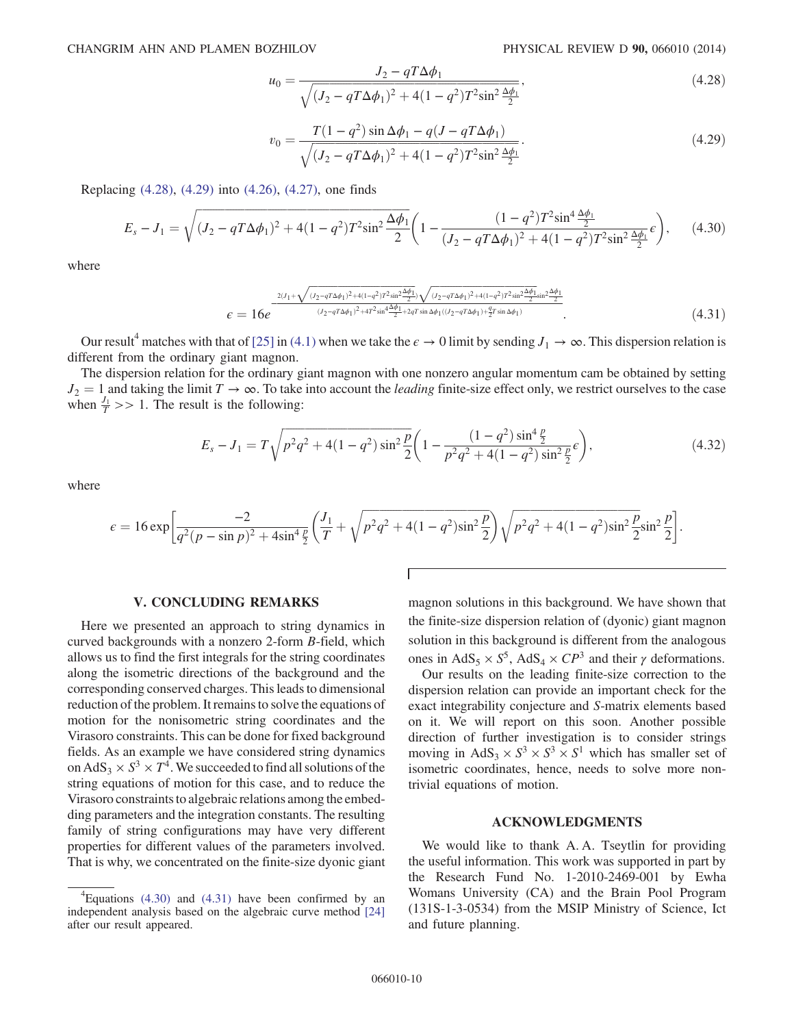$$u_0 = \frac{J_2 - qT\Delta\phi_1}{\sqrt{(J_2 - qT\Delta\phi_1)^2 + 4(1-q^2)T^2\sin^2\frac{\Delta\phi_1}{2}}}, \tag{4.28}$$

$$v_0 = \frac{T(1-q^2)\sin\Delta\phi_1 - q(J - qT\Delta\phi_1)}{\sqrt{(J_2 - qT\Delta\phi_1)^2 + 4(1-q^2)T^2\sin^2\frac{\Delta\phi_1}{2}}}. \tag{4.29}$$

Replacing (4.28), (4.29) into (4.26), (4.27), one finds

$$E_s - J_1 = \sqrt{(J_2 - qT\Delta\phi_1)^2 + 4(1-q^2)T^2\sin^2\frac{\Delta\phi_1}{2}}\left(1 - \frac{(1-q^2)T^2\sin^4\frac{\Delta\phi_1}{2}}{(J_2 - qT\Delta\phi_1)^2 + 4(1-q^2)T^2\sin^2\frac{\Delta\phi_1}{2}}\epsilon\right), \tag{4.30}$$

where

$$\epsilon = 16e^{-\frac{2\left(J_1 + \sqrt{(J_2 - qT\Delta\phi_1)^2 + 4(1-q^2)T^2\sin^2\frac{\Delta\phi_1}{2}}\right)\sqrt{(J_2 - qT\Delta\phi_1)^2 + 4(1-q^2)T^2\sin^2\frac{\Delta\phi_1}{2}}\sin^2\frac{\Delta\phi_1}{2}}{(J_2 - qT\Delta\phi_1)^2 + 4T^2\sin^4\frac{\Delta\phi_1}{2} + 2qT\sin\Delta\phi_1\left((J_2 - qT\Delta\phi_1) + \frac{q}{2}T\sin\Delta\phi_1\right)}}. \tag{4.31}$$

Our result[4] matches with that of [25] in (4.1) when we take the $\epsilon \to 0$ limit by sending $J_1 \to \infty$. This dispersion relation is different from the ordinary giant magnon.

The dispersion relation for the ordinary giant magnon with one nonzero angular momentum cam be obtained by setting $J_2 = 1$ and taking the limit $T \to \infty$. To take into account the *leading* finite-size effect only, we restrict ourselves to the case when $\frac{J_1}{T} >> 1$. The result is the following:

$$E_s - J_1 = T\sqrt{p^2q^2 + 4(1-q^2)\sin^2\frac{p}{2}}\left(1 - \frac{(1-q^2)\sin^4\frac{p}{2}}{p^2q^2 + 4(1-q^2)\sin^2\frac{p}{2}}\epsilon\right), \tag{4.32}$$

where

$$\epsilon = 16\exp\left[\frac{-2}{q^2(p-\sin p)^2 + 4\sin^4\frac{p}{2}}\left(\frac{J_1}{T} + \sqrt{p^2q^2 + 4(1-q^2)\sin^2\frac{p}{2}}\right)\sqrt{p^2q^2 + 4(1-q^2)\sin^2\frac{p}{2}}\sin^2\frac{p}{2}\right].$$

## V. CONCLUDING REMARKS

Here we presented an approach to string dynamics in curved backgrounds with a nonzero 2-form $B$-field, which allows us to find the first integrals for the string coordinates along the isometric directions of the background and the corresponding conserved charges. This leads to dimensional reduction of the problem. It remains to solve the equations of motion for the nonisometric string coordinates and the Virasoro constraints. This can be done for fixed background fields. As an example we have considered string dynamics on $AdS_3 \times S^3 \times T^4$. We succeeded to find all solutions of the string equations of motion for this case, and to reduce the Virasoro constraints to algebraic relations among the embedding parameters and the integration constants. The resulting family of string configurations may have very different properties for different values of the parameters involved. That is why, we concentrated on the finite-size dyonic giant magnon solutions in this background. We have shown that the finite-size dispersion relation of (dyonic) giant magnon solution in this background is different from the analogous ones in $AdS_5 \times S^5$, $AdS_4 \times CP^3$ and their $\gamma$ deformations.

Our results on the leading finite-size correction to the dispersion relation can provide an important check for the exact integrability conjecture and $S$-matrix elements based on it. We will report on this soon. Another possible direction of further investigation is to consider strings moving in $AdS_3 \times S^3 \times S^3 \times S^1$ which has smaller set of isometric coordinates, hence, needs to solve more nontrivial equations of motion.

## ACKNOWLEDGMENTS

We would like to thank A. A. Tseytlin for providing the useful information. This work was supported in part by the Research Fund No. 1-2010-2469-001 by Ewha Womans University (CA) and the Brain Pool Program (131S-1-3-0534) from the MSIP Ministry of Science, Ict and future planning.

---

[4] Equations (4.30) and (4.31) have been confirmed by an independent analysis based on the algebraic curve method [24] after our result appeared.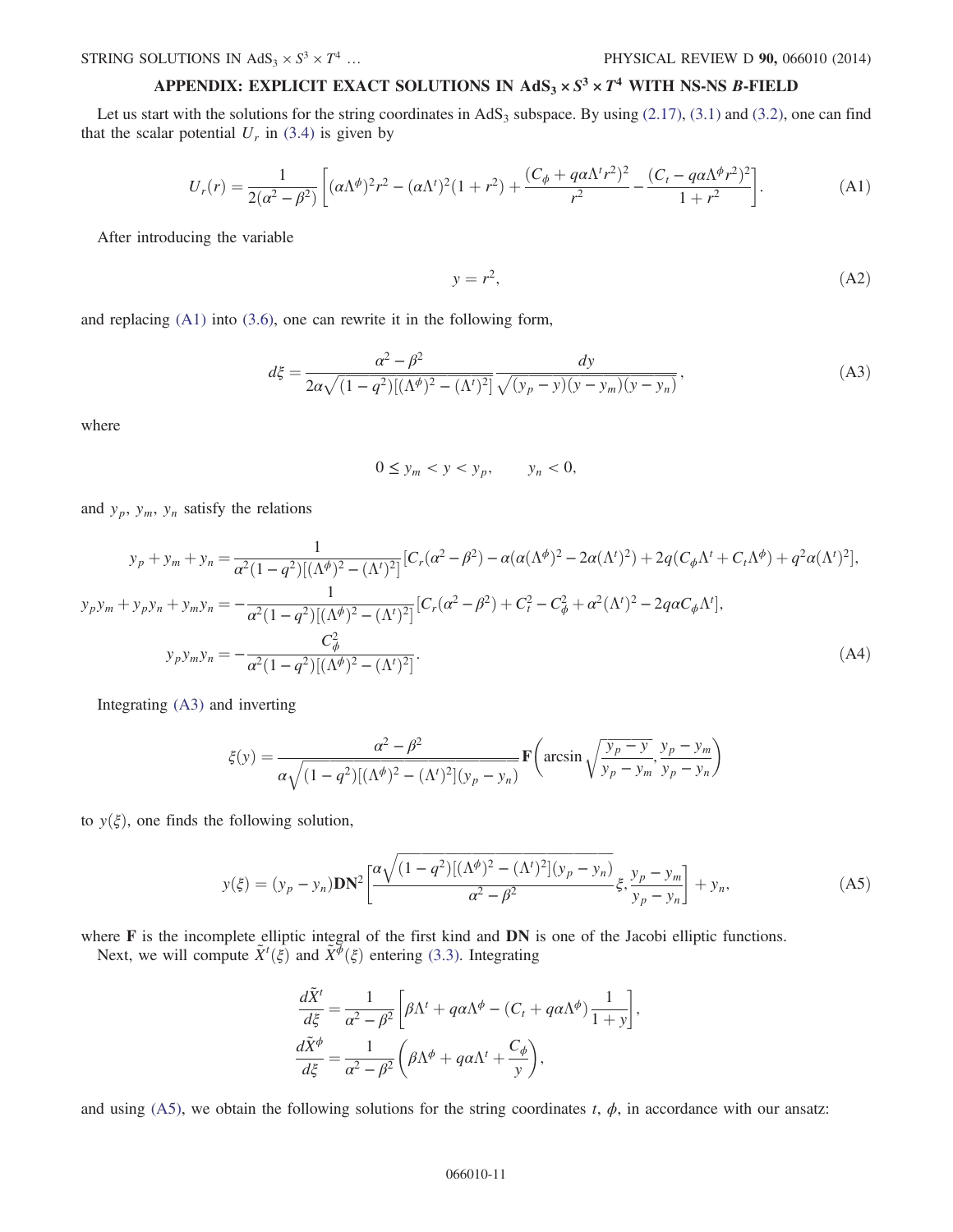## APPENDIX: EXPLICIT EXACT SOLUTIONS IN $\mathrm{AdS}_3 \times S^3 \times T^4$ WITH NS-NS $B$-FIELD

Let us start with the solutions for the string coordinates in $\mathrm{AdS}_3$ subspace. By using (2.17), (3.1) and (3.2), one can find that the scalar potential $U_r$ in (3.4) is given by

$$U_r(r) = \frac{1}{2(\alpha^2-\beta^2)}\left[(\alpha\Lambda^\phi)^2 r^2 - (\alpha\Lambda^t)^2(1+r^2) + \frac{(C_\phi + q\alpha\Lambda^t r^2)^2}{r^2} - \frac{(C_t - q\alpha\Lambda^\phi r^2)^2}{1+r^2}\right]. \tag{A1}$$

After introducing the variable

$$y = r^2, \tag{A2}$$

and replacing (A1) into (3.6), one can rewrite it in the following form,

$$d\xi = \frac{\alpha^2-\beta^2}{2\alpha\sqrt{(1-q^2)[(\Lambda^\phi)^2-(\Lambda^t)^2]}}\frac{dy}{\sqrt{(y_p-y)(y-y_m)(y-y_n)}}, \tag{A3}$$

where

$$0 \le y_m < y < y_p, \qquad y_n < 0,$$

and $y_p$, $y_m$, $y_n$ satisfy the relations

$$\begin{aligned}
y_p + y_m + y_n &= \frac{1}{\alpha^2(1-q^2)[(\Lambda^\phi)^2-(\Lambda^t)^2]}[C_r(\alpha^2-\beta^2) - \alpha(\alpha(\Lambda^\phi)^2 - 2\alpha(\Lambda^t)^2) + 2q(C_\phi\Lambda^t + C_t\Lambda^\phi) + q^2\alpha(\Lambda^t)^2],\\
y_p y_m + y_p y_n + y_m y_n &= -\frac{1}{\alpha^2(1-q^2)[(\Lambda^\phi)^2-(\Lambda^t)^2]}[C_r(\alpha^2-\beta^2) + C_t^2 - C_\phi^2 + \alpha^2(\Lambda^t)^2 - 2q\alpha C_\phi\Lambda^t],\\
y_p y_m y_n &= -\frac{C_\phi^2}{\alpha^2(1-q^2)[(\Lambda^\phi)^2-(\Lambda^t)^2]}.
\end{aligned} \tag{A4}$$

Integrating (A3) and inverting

$$\xi(y) = \frac{\alpha^2-\beta^2}{\alpha\sqrt{(1-q^2)[(\Lambda^\phi)^2-(\Lambda^t)^2](y_p-y_n)}}\mathbf{F}\left(\arcsin\sqrt{\frac{y_p-y}{y_p-y_m}}, \frac{y_p-y_m}{y_p-y_n}\right)$$

to $y(\xi)$, one finds the following solution,

$$y(\xi) = (y_p-y_n)\mathbf{DN}^2\left[\frac{\alpha\sqrt{(1-q^2)[(\Lambda^\phi)^2-(\Lambda^t)^2](y_p-y_n)}}{\alpha^2-\beta^2}\xi, \frac{y_p-y_m}{y_p-y_n}\right] + y_n, \tag{A5}$$

where $\mathbf{F}$ is the incomplete elliptic integral of the first kind and $\mathbf{DN}$ is one of the Jacobi elliptic functions.

Next, we will compute $\tilde{X}^t(\xi)$ and $\tilde{X}^\phi(\xi)$ entering (3.3). Integrating

$$\begin{aligned}
\frac{d\tilde{X}^t}{d\xi} &= \frac{1}{\alpha^2-\beta^2}\left[\beta\Lambda^t + q\alpha\Lambda^\phi - (C_t + q\alpha\Lambda^\phi)\frac{1}{1+y}\right],\\
\frac{d\tilde{X}^\phi}{d\xi} &= \frac{1}{\alpha^2-\beta^2}\left(\beta\Lambda^\phi + q\alpha\Lambda^t + \frac{C_\phi}{y}\right),
\end{aligned}$$

and using (A5), we obtain the following solutions for the string coordinates $t$, $\phi$, in accordance with our ansatz: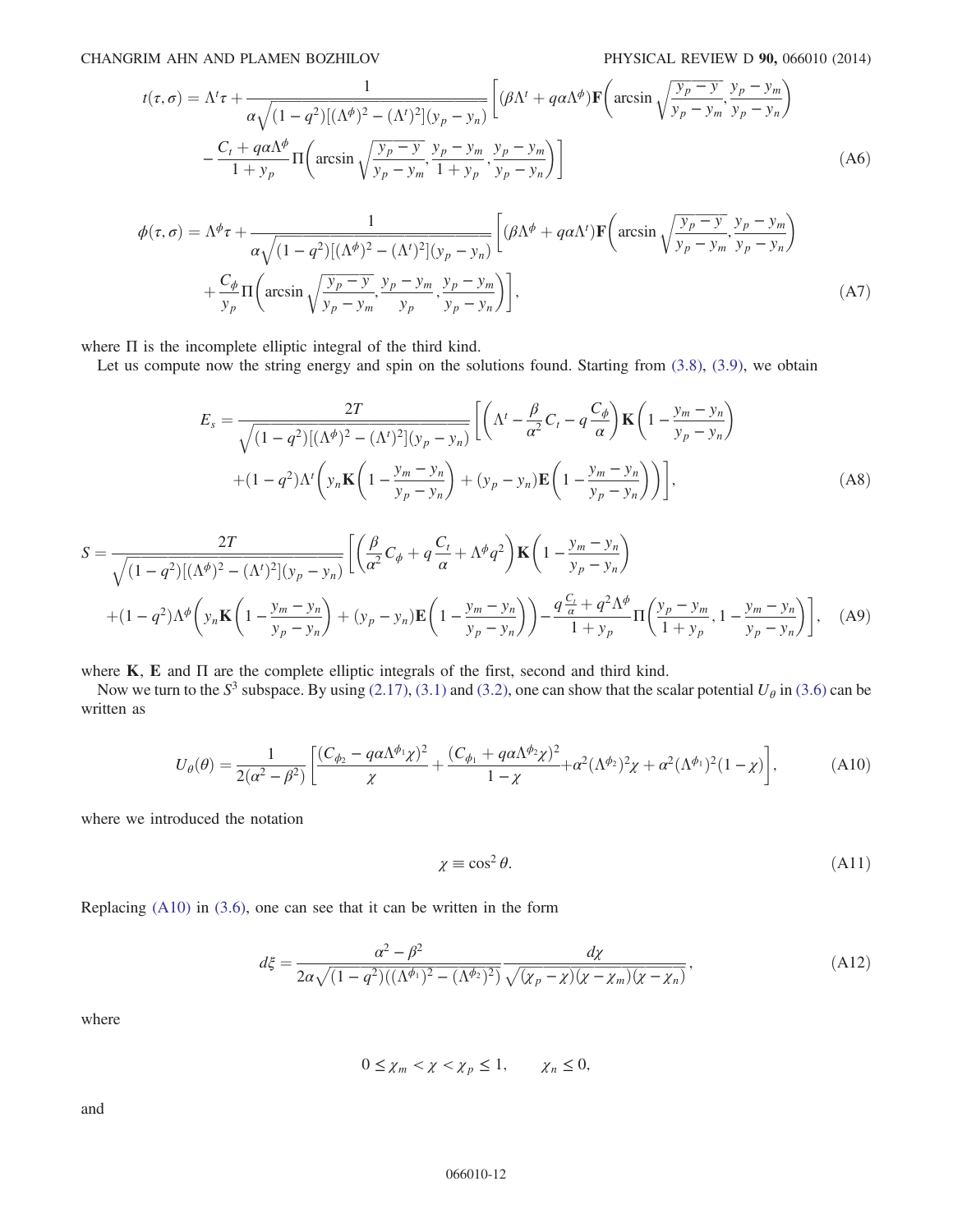$$t(\tau,\sigma) = \Lambda^t\tau + \frac{1}{\alpha\sqrt{(1-q^2)[(\Lambda^\phi)^2-(\Lambda^t)^2](y_p-y_n)}}\left[(\beta\Lambda^t + q\alpha\Lambda^\phi)\mathbf{F}\left(\arcsin\sqrt{\frac{y_p-y}{y_p-y_m}},\frac{y_p-y_m}{y_p-y_n}\right)\right.$$
$$\left.-\frac{C_t+q\alpha\Lambda^\phi}{1+y_p}\Pi\left(\arcsin\sqrt{\frac{y_p-y}{y_p-y_m}},\frac{y_p-y_m}{1+y_p},\frac{y_p-y_m}{y_p-y_n}\right)\right] \tag{A6}$$

$$\phi(\tau,\sigma) = \Lambda^\phi\tau + \frac{1}{\alpha\sqrt{(1-q^2)[(\Lambda^\phi)^2-(\Lambda^t)^2](y_p-y_n)}}\left[(\beta\Lambda^\phi + q\alpha\Lambda^t)\mathbf{F}\left(\arcsin\sqrt{\frac{y_p-y}{y_p-y_m}},\frac{y_p-y_m}{y_p-y_n}\right)\right.$$
$$\left.+\frac{C_\phi}{y_p}\Pi\left(\arcsin\sqrt{\frac{y_p-y}{y_p-y_m}},\frac{y_p-y_m}{y_p},\frac{y_p-y_m}{y_p-y_n}\right)\right], \tag{A7}$$

where $\Pi$ is the incomplete elliptic integral of the third kind.

Let us compute now the string energy and spin on the solutions found. Starting from (3.8), (3.9), we obtain

$$E_s = \frac{2T}{\sqrt{(1-q^2)[(\Lambda^\phi)^2-(\Lambda^t)^2](y_p-y_n)}}\left[\left(\Lambda^t - \frac{\beta}{\alpha^2}C_t - q\frac{C_\phi}{\alpha}\right)\mathbf{K}\left(1-\frac{y_m-y_n}{y_p-y_n}\right)\right.$$
$$\left.+(1-q^2)\Lambda^t\left(y_n\mathbf{K}\left(1-\frac{y_m-y_n}{y_p-y_n}\right)+(y_p-y_n)\mathbf{E}\left(1-\frac{y_m-y_n}{y_p-y_n}\right)\right)\right], \tag{A8}$$

$$S = \frac{2T}{\sqrt{(1-q^2)[(\Lambda^\phi)^2-(\Lambda^t)^2](y_p-y_n)}}\left[\left(\frac{\beta}{\alpha^2}C_\phi + q\frac{C_t}{\alpha} + \Lambda^\phi q^2\right)\mathbf{K}\left(1-\frac{y_m-y_n}{y_p-y_n}\right)\right.$$
$$\left.+(1-q^2)\Lambda^\phi\left(y_n\mathbf{K}\left(1-\frac{y_m-y_n}{y_p-y_n}\right)+(y_p-y_n)\mathbf{E}\left(1-\frac{y_m-y_n}{y_p-y_n}\right)\right)-\frac{q\frac{C_t}{\alpha}+q^2\Lambda^\phi}{1+y_p}\Pi\left(\frac{y_p-y_m}{1+y_p},1-\frac{y_m-y_n}{y_p-y_n}\right)\right], \tag{A9}$$

where $\mathbf{K}$, $\mathbf{E}$ and $\Pi$ are the complete elliptic integrals of the first, second and third kind.

Now we turn to the $S^3$ subspace. By using (2.17), (3.1) and (3.2), one can show that the scalar potential $U_\theta$ in (3.6) can be written as

$$U_\theta(\theta) = \frac{1}{2(\alpha^2-\beta^2)}\left[\frac{(C_{\phi_2}-q\alpha\Lambda^{\phi_1}\chi)^2}{\chi} + \frac{(C_{\phi_1}+q\alpha\Lambda^{\phi_2}\chi)^2}{1-\chi} + \alpha^2(\Lambda^{\phi_2})^2\chi + \alpha^2(\Lambda^{\phi_1})^2(1-\chi)\right], \tag{A10}$$

where we introduced the notation

$$\chi \equiv \cos^2\theta. \tag{A11}$$

Replacing (A10) in (3.6), one can see that it can be written in the form

$$d\xi = \frac{\alpha^2-\beta^2}{2\alpha\sqrt{(1-q^2)((\Lambda^{\phi_1})^2-(\Lambda^{\phi_2})^2)}}\frac{d\chi}{\sqrt{(\chi_p-\chi)(\chi-\chi_m)(\chi-\chi_n)}}, \tag{A12}$$

where

$$0 \le \chi_m < \chi < \chi_p \le 1, \qquad \chi_n \le 0,$$

and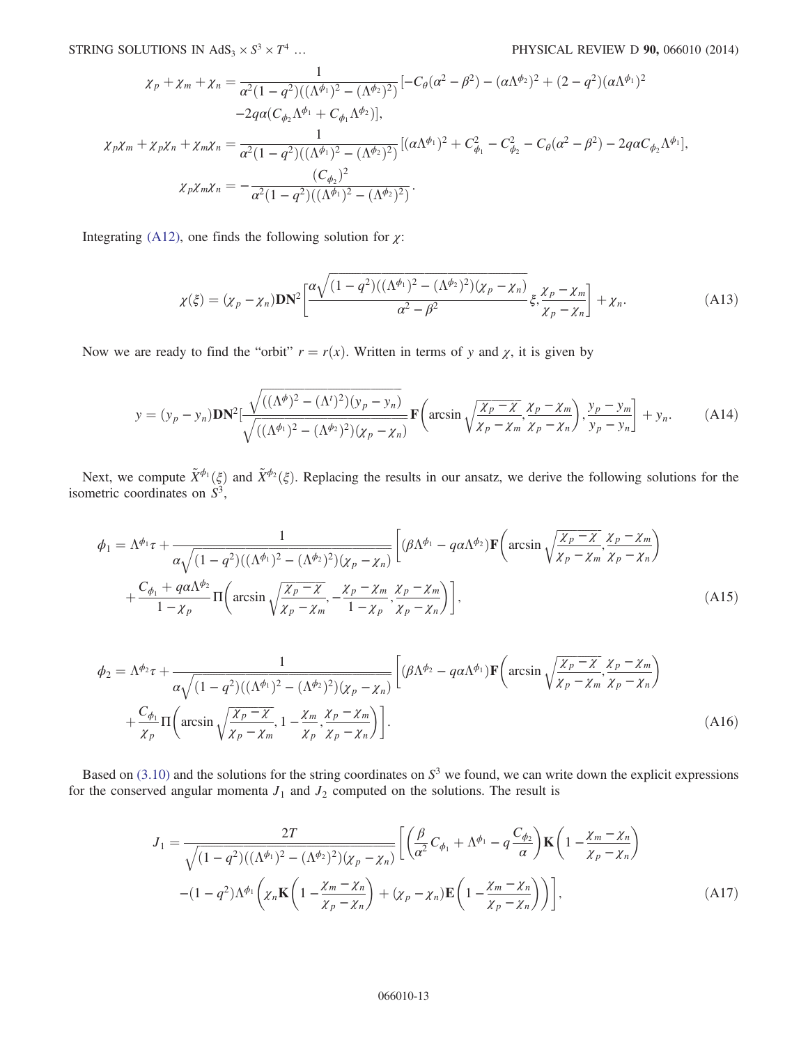$$
\chi_p + \chi_m + \chi_n = \frac{1}{\alpha^2(1-q^2)((\Lambda^{\phi_1})^2 - (\Lambda^{\phi_2})^2)} [-C_\theta(\alpha^2 - \beta^2) - (\alpha\Lambda^{\phi_2})^2 + (2-q^2)(\alpha\Lambda^{\phi_1})^2
$$

$$
-2q\alpha(C_{\phi_2}\Lambda^{\phi_1} + C_{\phi_1}\Lambda^{\phi_2})],
$$

$$
\chi_p\chi_m + \chi_p\chi_n + \chi_m\chi_n = \frac{1}{\alpha^2(1-q^2)((\Lambda^{\phi_1})^2 - (\Lambda^{\phi_2})^2)} [(\alpha\Lambda^{\phi_1})^2 + C_{\phi_1}^2 - C_{\phi_2}^2 - C_\theta(\alpha^2 - \beta^2) - 2q\alpha C_{\phi_2}\Lambda^{\phi_1}],
$$

$$
\chi_p\chi_m\chi_n = -\frac{(C_{\phi_2})^2}{\alpha^2(1-q^2)((\Lambda^{\phi_1})^2 - (\Lambda^{\phi_2})^2)}.
$$

Integrating (A12), one finds the following solution for $\chi$:

$$
\chi(\xi) = (\chi_p - \chi_n)\mathbf{DN}^2\left[\frac{\alpha\sqrt{(1-q^2)((\Lambda^{\phi_1})^2 - (\Lambda^{\phi_2})^2)(\chi_p - \chi_n)}}{\alpha^2 - \beta^2}\xi, \frac{\chi_p - \chi_m}{\chi_p - \chi_n}\right] + \chi_n. \tag{A13}
$$

Now we are ready to find the "orbit" $r = r(x)$. Written in terms of $y$ and $\chi$, it is given by

$$
y = (y_p - y_n)\mathbf{DN}^2\left[\frac{\sqrt{((\Lambda^\phi)^2 - (\Lambda^t)^2)(y_p - y_n)}}{\sqrt{((\Lambda^{\phi_1})^2 - (\Lambda^{\phi_2})^2)(\chi_p - \chi_n)}}\mathbf{F}\left(\arcsin\sqrt{\frac{\chi_p - \chi}{\chi_p - \chi_m}}, \frac{\chi_p - \chi_m}{\chi_p - \chi_n}\right), \frac{y_p - y_m}{y_p - y_n}\right] + y_n. \tag{A14}
$$

Next, we compute $\tilde{X}^{\phi_1}(\xi)$ and $\tilde{X}^{\phi_2}(\xi)$. Replacing the results in our ansatz, we derive the following solutions for the isometric coordinates on $S^3$,

$$
\phi_1 = \Lambda^{\phi_1}\tau + \frac{1}{\alpha\sqrt{(1-q^2)((\Lambda^{\phi_1})^2 - (\Lambda^{\phi_2})^2)(\chi_p - \chi_n)}}\left[(\beta\Lambda^{\phi_1} - q\alpha\Lambda^{\phi_2})\mathbf{F}\left(\arcsin\sqrt{\frac{\chi_p - \chi}{\chi_p - \chi_m}}, \frac{\chi_p - \chi_m}{\chi_p - \chi_n}\right)\right.
$$

$$
\left. + \frac{C_{\phi_1} + q\alpha\Lambda^{\phi_2}}{1 - \chi_p}\Pi\left(\arcsin\sqrt{\frac{\chi_p - \chi}{\chi_p - \chi_m}}, -\frac{\chi_p - \chi_m}{1 - \chi_p}, \frac{\chi_p - \chi_m}{\chi_p - \chi_n}\right)\right], \tag{A15}
$$

$$
\phi_2 = \Lambda^{\phi_2}\tau + \frac{1}{\alpha\sqrt{(1-q^2)((\Lambda^{\phi_1})^2 - (\Lambda^{\phi_2})^2)(\chi_p - \chi_n)}}\left[(\beta\Lambda^{\phi_2} - q\alpha\Lambda^{\phi_1})\mathbf{F}\left(\arcsin\sqrt{\frac{\chi_p - \chi}{\chi_p - \chi_m}}, \frac{\chi_p - \chi_m}{\chi_p - \chi_n}\right)\right.
$$

$$
\left. + \frac{C_{\phi_1}}{\chi_p}\Pi\left(\arcsin\sqrt{\frac{\chi_p - \chi}{\chi_p - \chi_m}}, 1 - \frac{\chi_m}{\chi_p}, \frac{\chi_p - \chi_m}{\chi_p - \chi_n}\right)\right]. \tag{A16}
$$

Based on (3.10) and the solutions for the string coordinates on $S^3$ we found, we can write down the explicit expressions for the conserved angular momenta $J_1$ and $J_2$ computed on the solutions. The result is

$$
J_1 = \frac{2T}{\sqrt{(1-q^2)((\Lambda^{\phi_1})^2 - (\Lambda^{\phi_2})^2)(\chi_p - \chi_n)}}\left[\left(\frac{\beta}{\alpha^2}C_{\phi_1} + \Lambda^{\phi_1} - q\frac{C_{\phi_2}}{\alpha}\right)\mathbf{K}\left(1 - \frac{\chi_m - \chi_n}{\chi_p - \chi_n}\right)\right.
$$

$$
\left. -(1-q^2)\Lambda^{\phi_1}\left(\chi_n\mathbf{K}\left(1 - \frac{\chi_m - \chi_n}{\chi_p - \chi_n}\right) + (\chi_p - \chi_n)\mathbf{E}\left(1 - \frac{\chi_m - \chi_n}{\chi_p - \chi_n}\right)\right)\right], \tag{A17}
$$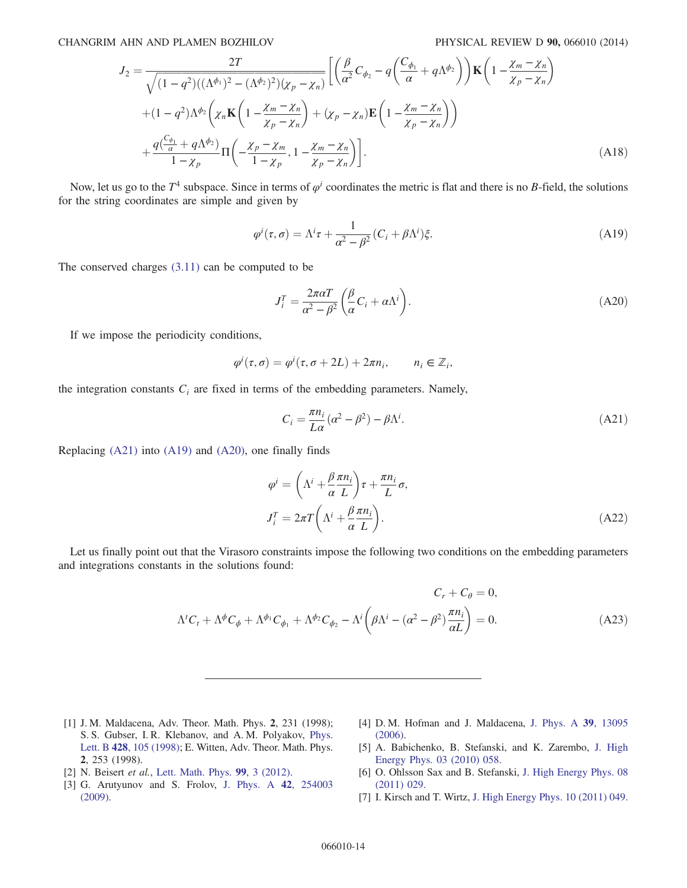$$
J_2 = \frac{2T}{\sqrt{(1-q^2)((\Lambda^{\phi_1})^2 - (\Lambda^{\phi_2})^2)(\chi_p - \chi_n)}} \left[ \left( \frac{\beta}{\alpha^2} C_{\phi_2} - q \left( \frac{C_{\phi_1}}{\alpha} + q \Lambda^{\phi_2} \right) \right) \mathbf{K} \left( 1 - \frac{\chi_m - \chi_n}{\chi_p - \chi_n} \right) \right.
$$
$$
+ (1-q^2) \Lambda^{\phi_2} \left( \chi_n \mathbf{K} \left( 1 - \frac{\chi_m - \chi_n}{\chi_p - \chi_n} \right) + (\chi_p - \chi_n) \mathbf{E} \left( 1 - \frac{\chi_m - \chi_n}{\chi_p - \chi_n} \right) \right)
$$
$$
\left. + \frac{q(\frac{C_{\phi_1}}{\alpha} + q\Lambda^{\phi_2})}{1 - \chi_p} \Pi \left( -\frac{\chi_p - \chi_m}{1 - \chi_p}, 1 - \frac{\chi_m - \chi_n}{\chi_p - \chi_n} \right) \right]. \tag{A18}
$$

Now, let us go to the $T^4$ subspace. Since in terms of $\varphi^i$ coordinates the metric is flat and there is no $B$-field, the solutions for the string coordinates are simple and given by

$$
\varphi^i(\tau, \sigma) = \Lambda^i \tau + \frac{1}{\alpha^2 - \beta^2}(C_i + \beta \Lambda^i)\xi. \tag{A19}
$$

The conserved charges (3.11) can be computed to be

$$
J_i^T = \frac{2\pi\alpha T}{\alpha^2 - \beta^2} \left( \frac{\beta}{\alpha} C_i + \alpha \Lambda^i \right). \tag{A20}
$$

If we impose the periodicity conditions,

$$
\varphi^i(\tau, \sigma) = \varphi^i(\tau, \sigma + 2L) + 2\pi n_i, \qquad n_i \in \mathbb{Z}_i,
$$

the integration constants $C_i$ are fixed in terms of the embedding parameters. Namely,

$$
C_i = \frac{\pi n_i}{L\alpha}(\alpha^2 - \beta^2) - \beta \Lambda^i. \tag{A21}
$$

Replacing (A21) into (A19) and (A20), one finally finds

$$
\varphi^i = \left( \Lambda^i + \frac{\beta}{\alpha} \frac{\pi n_i}{L} \right) \tau + \frac{\pi n_i}{L} \sigma,
$$
$$
J_i^T = 2\pi T \left( \Lambda^i + \frac{\beta}{\alpha} \frac{\pi n_i}{L} \right). \tag{A22}
$$

Let us finally point out that the Virasoro constraints impose the following two conditions on the embedding parameters and integrations constants in the solutions found:

$$
C_r + C_\theta = 0,
$$
$$
\Lambda^t C_t + \Lambda^\phi C_\phi + \Lambda^{\phi_1} C_{\phi_1} + \Lambda^{\phi_2} C_{\phi_2} - \Lambda^i \left( \beta \Lambda^i - (\alpha^2 - \beta^2) \frac{\pi n_i}{\alpha L} \right) = 0. \tag{A23}
$$

---

[1] J. M. Maldacena, Adv. Theor. Math. Phys. **2**, 231 (1998); S. S. Gubser, I. R. Klebanov, and A. M. Polyakov, Phys. Lett. B **428**, 105 (1998); E. Witten, Adv. Theor. Math. Phys. **2**, 253 (1998).

[2] N. Beisert *et al.*, Lett. Math. Phys. **99**, 3 (2012).

[3] G. Arutyunov and S. Frolov, J. Phys. A **42**, 254003 (2009).

[4] D. M. Hofman and J. Maldacena, J. Phys. A **39**, 13095 (2006).

[5] A. Babichenko, B. Stefanski, and K. Zarembo, J. High Energy Phys. 03 (2010) 058.

[6] O. Ohlsson Sax and B. Stefanski, J. High Energy Phys. 08 (2011) 029.

[7] I. Kirsch and T. Wirtz, J. High Energy Phys. 10 (2011) 049.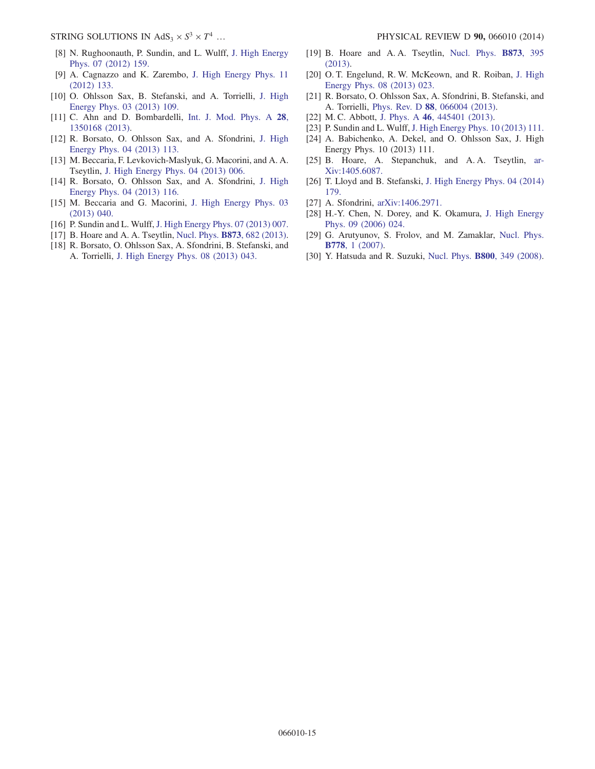[8] N. Rughoonauth, P. Sundin, and L. Wulff, J. High Energy Phys. 07 (2012) 159.

[9] A. Cagnazzo and K. Zarembo, J. High Energy Phys. 11 (2012) 133.

[10] O. Ohlsson Sax, B. Stefanski, and A. Torrielli, J. High Energy Phys. 03 (2013) 109.

[11] C. Ahn and D. Bombardelli, Int. J. Mod. Phys. A **28**, 1350168 (2013).

[12] R. Borsato, O. Ohlsson Sax, and A. Sfondrini, J. High Energy Phys. 04 (2013) 113.

[13] M. Beccaria, F. Levkovich-Maslyuk, G. Macorini, and A. A. Tseytlin, J. High Energy Phys. 04 (2013) 006.

[14] R. Borsato, O. Ohlsson Sax, and A. Sfondrini, J. High Energy Phys. 04 (2013) 116.

[15] M. Beccaria and G. Macorini, J. High Energy Phys. 03 (2013) 040.

[16] P. Sundin and L. Wulff, J. High Energy Phys. 07 (2013) 007.

[17] B. Hoare and A. A. Tseytlin, Nucl. Phys. **B873**, 682 (2013).

[18] R. Borsato, O. Ohlsson Sax, A. Sfondrini, B. Stefanski, and A. Torrielli, J. High Energy Phys. 08 (2013) 043.

[19] B. Hoare and A. A. Tseytlin, Nucl. Phys. **B873**, 395 (2013).

[20] O. T. Engelund, R. W. McKeown, and R. Roiban, J. High Energy Phys. 08 (2013) 023.

[21] R. Borsato, O. Ohlsson Sax, A. Sfondrini, B. Stefanski, and A. Torrielli, Phys. Rev. D **88**, 066004 (2013).

[22] M. C. Abbott, J. Phys. A **46**, 445401 (2013).

[23] P. Sundin and L. Wulff, J. High Energy Phys. 10 (2013) 111.

[24] A. Babichenko, A. Dekel, and O. Ohlsson Sax, J. High Energy Phys. 10 (2013) 111.

[25] B. Hoare, A. Stepanchuk, and A. A. Tseytlin, arXiv:1405.6087.

[26] T. Lloyd and B. Stefanski, J. High Energy Phys. 04 (2014) 179.

[27] A. Sfondrini, arXiv:1406.2971.

[28] H.-Y. Chen, N. Dorey, and K. Okamura, J. High Energy Phys. 09 (2006) 024.

[29] G. Arutyunov, S. Frolov, and M. Zamaklar, Nucl. Phys. **B778**, 1 (2007).

[30] Y. Hatsuda and R. Suzuki, Nucl. Phys. **B800**, 349 (2008).